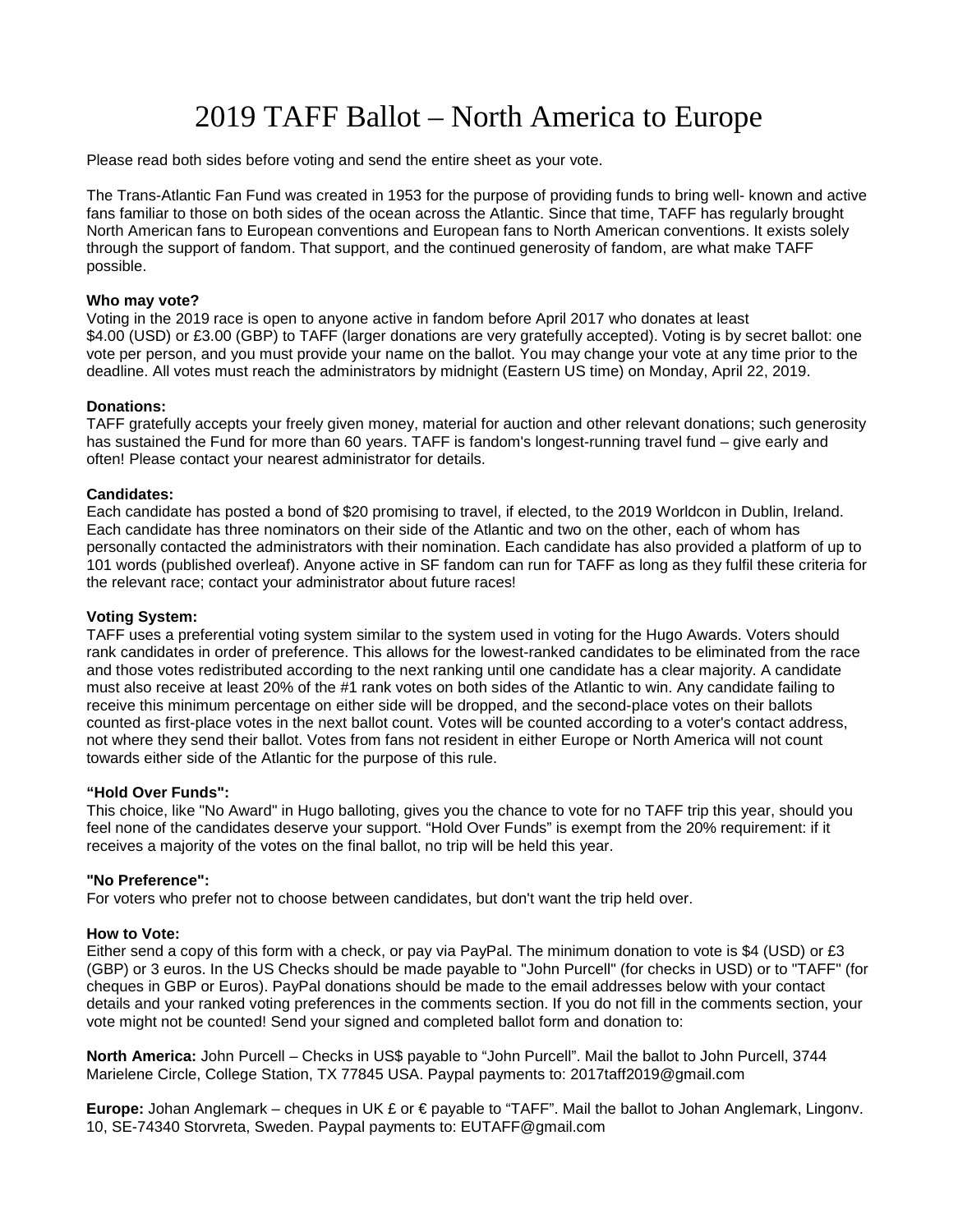# 2019 TAFF Ballot – North America to Europe

Please read both sides before voting and send the entire sheet as your vote.

The Trans-Atlantic Fan Fund was created in 1953 for the purpose of providing funds to bring well- known and active fans familiar to those on both sides of the ocean across the Atlantic. Since that time, TAFF has regularly brought North American fans to European conventions and European fans to North American conventions. It exists solely through the support of fandom. That support, and the continued generosity of fandom, are what make TAFF possible.

**Who may vote?**

Voting in the 2019 race is open to anyone active in fandom before April 2017 who donates at least $4.00 (USD) or £3.00 (GBP) to TAFF (larger donations are very gratefully accepted). Voting is by secret ballot: one vote per person, and you must provide your name on the ballot. You may change your vote at any time prior to the deadline. All votes must reach the administrators by midnight (Eastern US time) on Monday, April 22, 2019.

**Donations:**

TAFF gratefully accepts your freely given money, material for auction and other relevant donations; such generosity has sustained the Fund for more than 60 years. TAFF is fandom's longest-running travel fund – give early and often! Please contact your nearest administrator for details.

**Candidates:**

Each candidate has posted a bond of $20 promising to travel, if elected, to the 2019 Worldcon in Dublin, Ireland. Each candidate has three nominators on their side of the Atlantic and two on the other, each of whom has personally contacted the administrators with their nomination. Each candidate has also provided a platform of up to 101 words (published overleaf). Anyone active in SF fandom can run for TAFF as long as they fulfil these criteria for the relevant race; contact your administrator about future races!

**Voting System:**

TAFF uses a preferential voting system similar to the system used in voting for the Hugo Awards. Voters should rank candidates in order of preference. This allows for the lowest-ranked candidates to be eliminated from the race and those votes redistributed according to the next ranking until one candidate has a clear majority. A candidate must also receive at least 20% of the #1 rank votes on both sides of the Atlantic to win. Any candidate failing to receive this minimum percentage on either side will be dropped, and the second-place votes on their ballots counted as first-place votes in the next ballot count. Votes will be counted according to a voter's contact address, not where they send their ballot. Votes from fans not resident in either Europe or North America will not count towards either side of the Atlantic for the purpose of this rule.

**“Hold Over Funds":**

This choice, like "No Award" in Hugo balloting, gives you the chance to vote for no TAFF trip this year, should you feel none of the candidates deserve your support. “Hold Over Funds” is exempt from the 20% requirement: if it receives a majority of the votes on the final ballot, no trip will be held this year.

**"No Preference":**

For voters who prefer not to choose between candidates, but don't want the trip held over.

**How to Vote:**

Either send a copy of this form with a check, or pay via PayPal. The minimum donation to vote is $4 (USD) or £3 (GBP) or 3 euros. In the US Checks should be made payable to "John Purcell" (for checks in USD) or to "TAFF" (for cheques in GBP or Euros). PayPal donations should be made to the email addresses below with your contact details and your ranked voting preferences in the comments section. If you do not fill in the comments section, your vote might not be counted! Send your signed and completed ballot form and donation to:

**North America:** John Purcell – Checks in US$ payable to “John Purcell”. Mail the ballot to John Purcell, 3744 Marielene Circle, College Station, TX 77845 USA. Paypal payments to: 2017taff2019@gmail.com

**Europe:** Johan Anglemark – cheques in UK £ or € payable to “TAFF”. Mail the ballot to Johan Anglemark, Lingonv. 10, SE-74340 Storvreta, Sweden. Paypal payments to: EUTAFF@gmail.com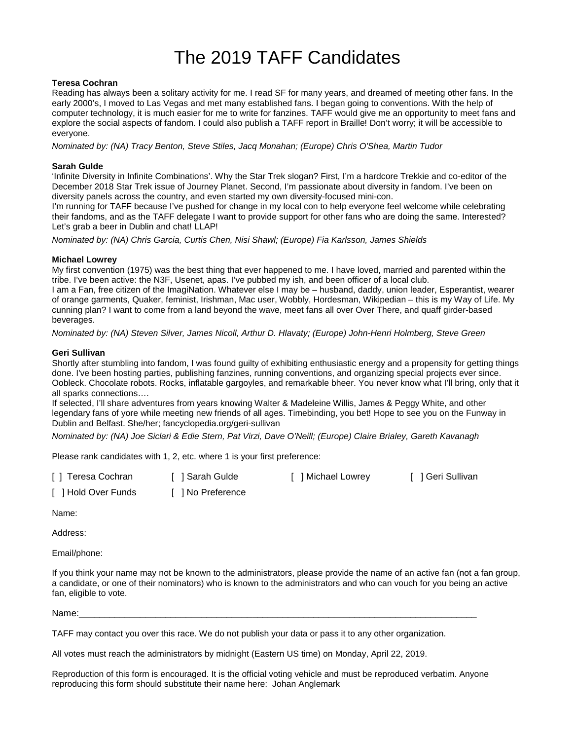# The 2019 TAFF Candidates

**Teresa Cochran**
Reading has always been a solitary activity for me. I read SF for many years, and dreamed of meeting other fans. In the early 2000's, I moved to Las Vegas and met many established fans. I began going to conventions. With the help of computer technology, it is much easier for me to write for fanzines. TAFF would give me an opportunity to meet fans and explore the social aspects of fandom. I could also publish a TAFF report in Braille! Don't worry; it will be accessible to everyone.

*Nominated by: (NA) Tracy Benton, Steve Stiles, Jacq Monahan; (Europe) Chris O'Shea, Martin Tudor*

**Sarah Gulde**
'Infinite Diversity in Infinite Combinations'. Why the Star Trek slogan? First, I'm a hardcore Trekkie and co-editor of the December 2018 Star Trek issue of Journey Planet. Second, I'm passionate about diversity in fandom. I've been on diversity panels across the country, and even started my own diversity-focused mini-con.
I'm running for TAFF because I've pushed for change in my local con to help everyone feel welcome while celebrating their fandoms, and as the TAFF delegate I want to provide support for other fans who are doing the same. Interested? Let's grab a beer in Dublin and chat! LLAP!

*Nominated by: (NA) Chris Garcia, Curtis Chen, Nisi Shawl; (Europe) Fia Karlsson, James Shields*

**Michael Lowrey**
My first convention (1975) was the best thing that ever happened to me. I have loved, married and parented within the tribe. I've been active: the N3F, Usenet, apas. I've pubbed my ish, and been officer of a local club.
I am a Fan, free citizen of the ImagiNation. Whatever else I may be – husband, daddy, union leader, Esperantist, wearer of orange garments, Quaker, feminist, Irishman, Mac user, Wobbly, Hordesman, Wikipedian – this is my Way of Life. My cunning plan? I want to come from a land beyond the wave, meet fans all over Over There, and quaff girder-based beverages.

*Nominated by: (NA) Steven Silver, James Nicoll, Arthur D. Hlavaty; (Europe) John-Henri Holmberg, Steve Green*

**Geri Sullivan**
Shortly after stumbling into fandom, I was found guilty of exhibiting enthusiastic energy and a propensity for getting things done. I've been hosting parties, publishing fanzines, running conventions, and organizing special projects ever since. Oobleck. Chocolate robots. Rocks, inflatable gargoyles, and remarkable bheer. You never know what I'll bring, only that it all sparks connections….
If selected, I'll share adventures from years knowing Walter & Madeleine Willis, James & Peggy White, and other legendary fans of yore while meeting new friends of all ages. Timebinding, you bet! Hope to see you on the Funway in Dublin and Belfast. She/her; fancyclopedia.org/geri-sullivan

*Nominated by: (NA) Joe Siclari & Edie Stern, Pat Virzi, Dave O'Neill; (Europe) Claire Brialey, Gareth Kavanagh*

Please rank candidates with 1, 2, etc. where 1 is your first preference:

[ ] Teresa Cochran [ ] Sarah Gulde [ ] Michael Lowrey [ ] Geri Sullivan

[ ] Hold Over Funds [ ] No Preference

Name:

Address:

Email/phone:

If you think your name may not be known to the administrators, please provide the name of an active fan (not a fan group, a candidate, or one of their nominators) who is known to the administrators and who can vouch for you being an active fan, eligible to vote.

Name:_______________________________________________________________________________

TAFF may contact you over this race. We do not publish your data or pass it to any other organization.

All votes must reach the administrators by midnight (Eastern US time) on Monday, April 22, 2019.

Reproduction of this form is encouraged. It is the official voting vehicle and must be reproduced verbatim. Anyone reproducing this form should substitute their name here: Johan Anglemark